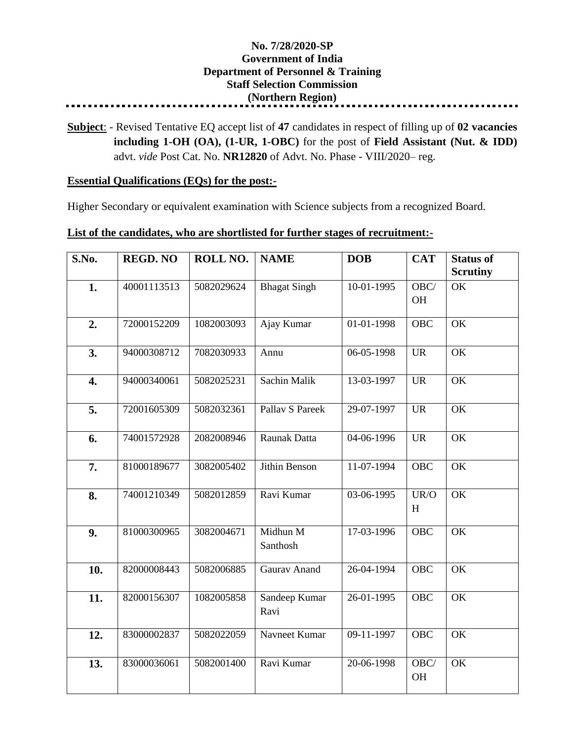**No. 7/28/2020-SP**
**Government of India**
**Department of Personnel & Training**
**Staff Selection Commission**
**(Northern Region)**

**Subject**: - Revised Tentative EQ accept list of **47** candidates in respect of filling up of **02 vacancies including 1-OH (OA), (1-UR, 1-OBC)** for the post of **Field Assistant (Nut. & IDD)** advt. *vide* Post Cat. No. **NR12820** of Advt. No. Phase - VIII/2020– reg.

**Essential Qualifications (EQs) for the post:-**

Higher Secondary or equivalent examination with Science subjects from a recognized Board.

**List of the candidates, who are shortlisted for further stages of recruitment:-**

| S.No. | REGD. NO | ROLL NO. | NAME | DOB | CAT | Status of Scrutiny |
|---|---|---|---|---|---|---|
| **1.** | 40001113513 | 5082029624 | Bhagat Singh | 10-01-1995 | OBC/OH | OK |
| **2.** | 72000152209 | 1082003093 | Ajay Kumar | 01-01-1998 | OBC | OK |
| **3.** | 94000308712 | 7082030933 | Annu | 06-05-1998 | UR | OK |
| **4.** | 94000340061 | 5082025231 | Sachin Malik | 13-03-1997 | UR | OK |
| **5.** | 72001605309 | 5082032361 | Pallav S Pareek | 29-07-1997 | UR | OK |
| **6.** | 74001572928 | 2082008946 | Raunak Datta | 04-06-1996 | UR | OK |
| **7.** | 81000189677 | 3082005402 | Jithin Benson | 11-07-1994 | OBC | OK |
| **8.** | 74001210349 | 5082012859 | Ravi Kumar | 03-06-1995 | UR/OH | OK |
| **9.** | 81000300965 | 3082004671 | Midhun M Santhosh | 17-03-1996 | OBC | OK |
| **10.** | 82000008443 | 5082006885 | Gaurav Anand | 26-04-1994 | OBC | OK |
| **11.** | 82000156307 | 1082005858 | Sandeep Kumar Ravi | 26-01-1995 | OBC | OK |
| **12.** | 83000002837 | 5082022059 | Navneet Kumar | 09-11-1997 | OBC | OK |
| **13.** | 83000036061 | 5082001400 | Ravi Kumar | 20-06-1998 | OBC/OH | OK |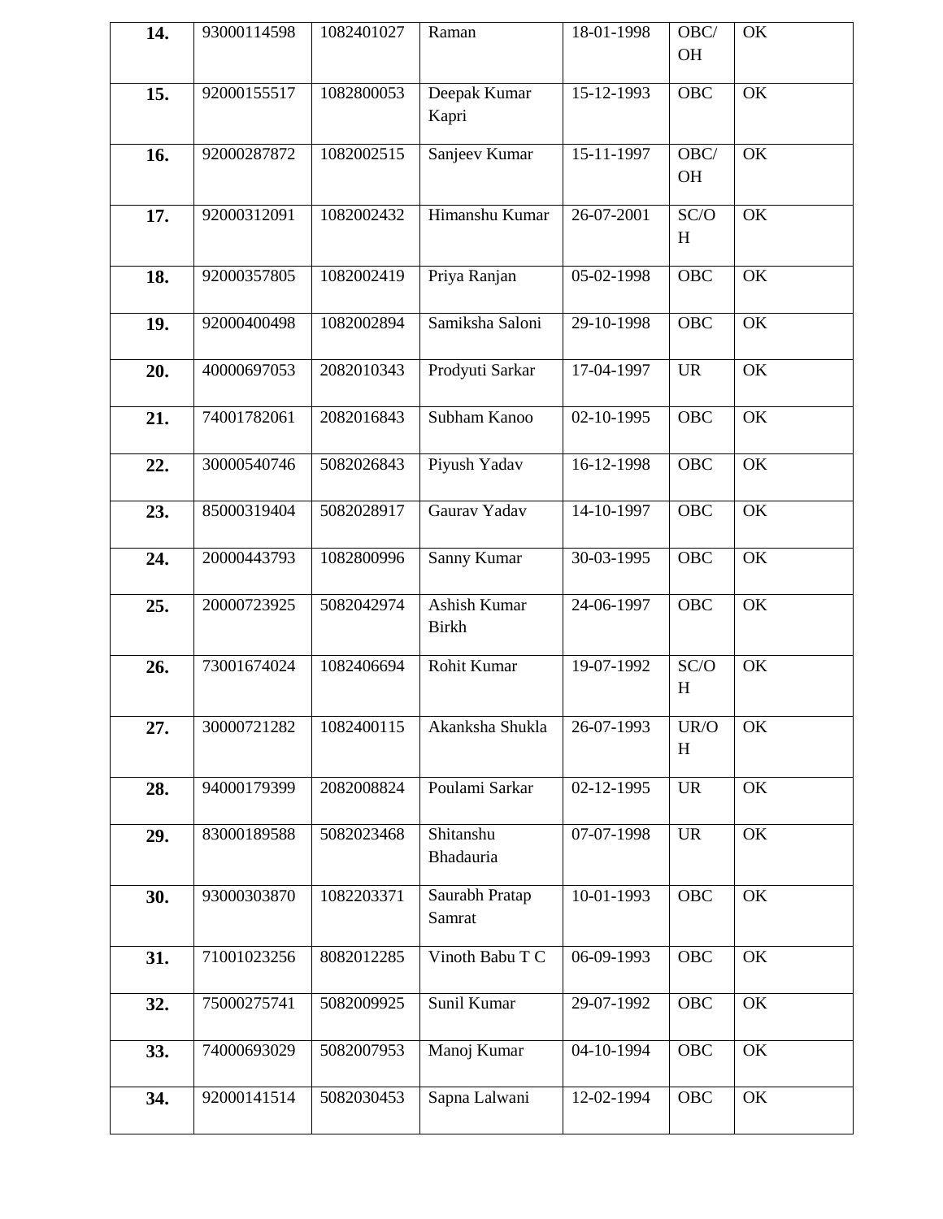| **14.** | 93000114598 | 1082401027 | Raman | 18-01-1998 | OBC/OH | OK |
|---|---|---|---|---|---|---|
| **15.** | 92000155517 | 1082800053 | Deepak Kumar Kapri | 15-12-1993 | OBC | OK |
| **16.** | 92000287872 | 1082002515 | Sanjeev Kumar | 15-11-1997 | OBC/OH | OK |
| **17.** | 92000312091 | 1082002432 | Himanshu Kumar | 26-07-2001 | SC/OH | OK |
| **18.** | 92000357805 | 1082002419 | Priya Ranjan | 05-02-1998 | OBC | OK |
| **19.** | 92000400498 | 1082002894 | Samiksha Saloni | 29-10-1998 | OBC | OK |
| **20.** | 40000697053 | 2082010343 | Prodyuti Sarkar | 17-04-1997 | UR | OK |
| **21.** | 74001782061 | 2082016843 | Subham Kanoo | 02-10-1995 | OBC | OK |
| **22.** | 30000540746 | 5082026843 | Piyush Yadav | 16-12-1998 | OBC | OK |
| **23.** | 85000319404 | 5082028917 | Gaurav Yadav | 14-10-1997 | OBC | OK |
| **24.** | 20000443793 | 1082800996 | Sanny Kumar | 30-03-1995 | OBC | OK |
| **25.** | 20000723925 | 5082042974 | Ashish Kumar Birkh | 24-06-1997 | OBC | OK |
| **26.** | 73001674024 | 1082406694 | Rohit Kumar | 19-07-1992 | SC/OH | OK |
| **27.** | 30000721282 | 1082400115 | Akanksha Shukla | 26-07-1993 | UR/OH | OK |
| **28.** | 94000179399 | 2082008824 | Poulami Sarkar | 02-12-1995 | UR | OK |
| **29.** | 83000189588 | 5082023468 | Shitanshu Bhadauria | 07-07-1998 | UR | OK |
| **30.** | 93000303870 | 1082203371 | Saurabh Pratap Samrat | 10-01-1993 | OBC | OK |
| **31.** | 71001023256 | 8082012285 | Vinoth Babu T C | 06-09-1993 | OBC | OK |
| **32.** | 75000275741 | 5082009925 | Sunil Kumar | 29-07-1992 | OBC | OK |
| **33.** | 74000693029 | 5082007953 | Manoj Kumar | 04-10-1994 | OBC | OK |
| **34.** | 92000141514 | 5082030453 | Sapna Lalwani | 12-02-1994 | OBC | OK |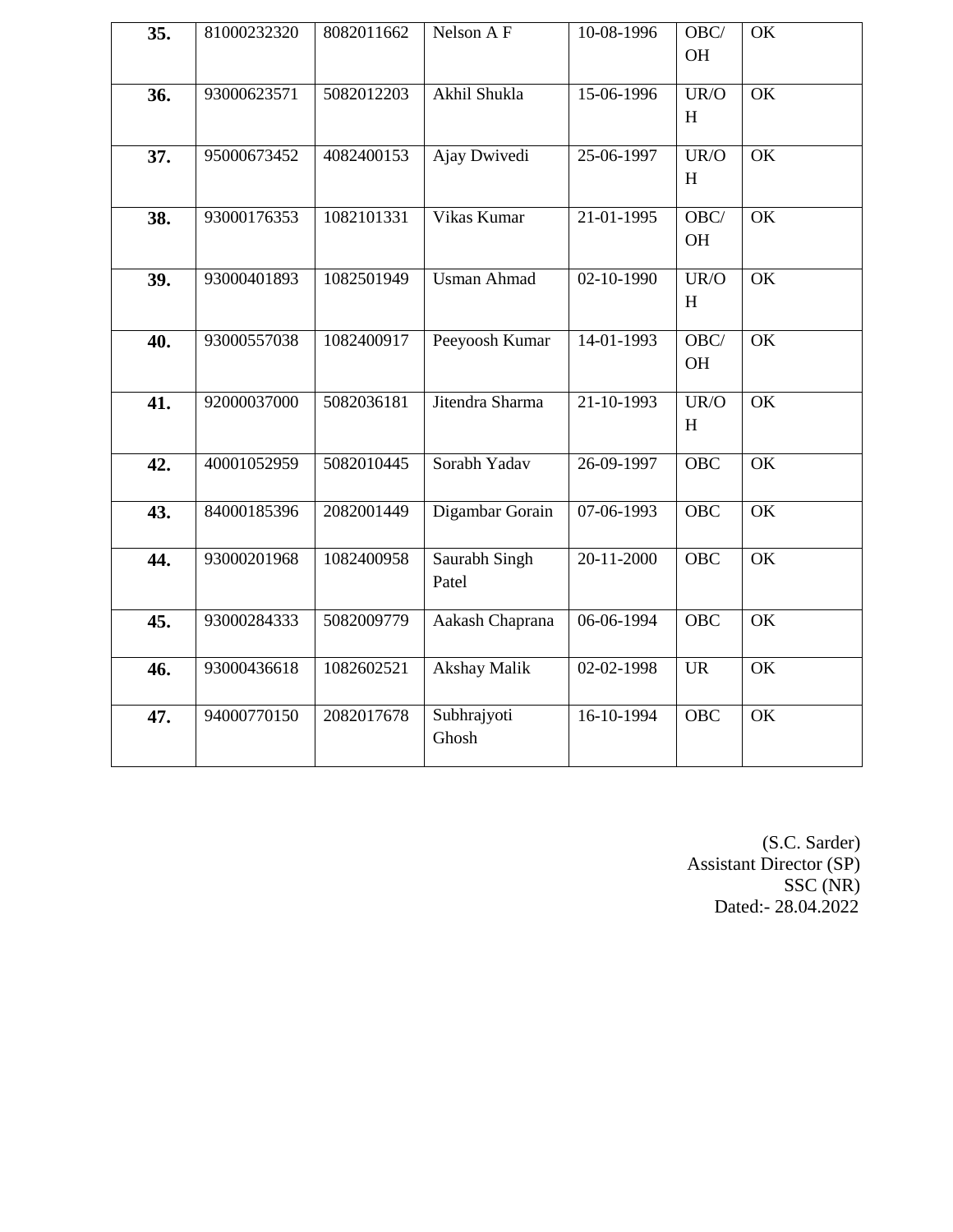| | | | | | | |
|---|---|---|---|---|---|---|
| **35.** | 81000232320 | 8082011662 | Nelson A F | 10-08-1996 | OBC/OH | OK |
| **36.** | 93000623571 | 5082012203 | Akhil Shukla | 15-06-1996 | UR/OH | OK |
| **37.** | 95000673452 | 4082400153 | Ajay Dwivedi | 25-06-1997 | UR/OH | OK |
| **38.** | 93000176353 | 1082101331 | Vikas Kumar | 21-01-1995 | OBC/OH | OK |
| **39.** | 93000401893 | 1082501949 | Usman Ahmad | 02-10-1990 | UR/OH | OK |
| **40.** | 93000557038 | 1082400917 | Peeyoosh Kumar | 14-01-1993 | OBC/OH | OK |
| **41.** | 92000037000 | 5082036181 | Jitendra Sharma | 21-10-1993 | UR/OH | OK |
| **42.** | 40001052959 | 5082010445 | Sorabh Yadav | 26-09-1997 | OBC | OK |
| **43.** | 84000185396 | 2082001449 | Digambar Gorain | 07-06-1993 | OBC | OK |
| **44.** | 93000201968 | 1082400958 | Saurabh Singh Patel | 20-11-2000 | OBC | OK |
| **45.** | 93000284333 | 5082009779 | Aakash Chaprana | 06-06-1994 | OBC | OK |
| **46.** | 93000436618 | 1082602521 | Akshay Malik | 02-02-1998 | UR | OK |
| **47.** | 94000770150 | 2082017678 | Subhrajyoti Ghosh | 16-10-1994 | OBC | OK |

(S.C. Sarder)
Assistant Director (SP)
SSC (NR)
Dated:- 28.04.2022